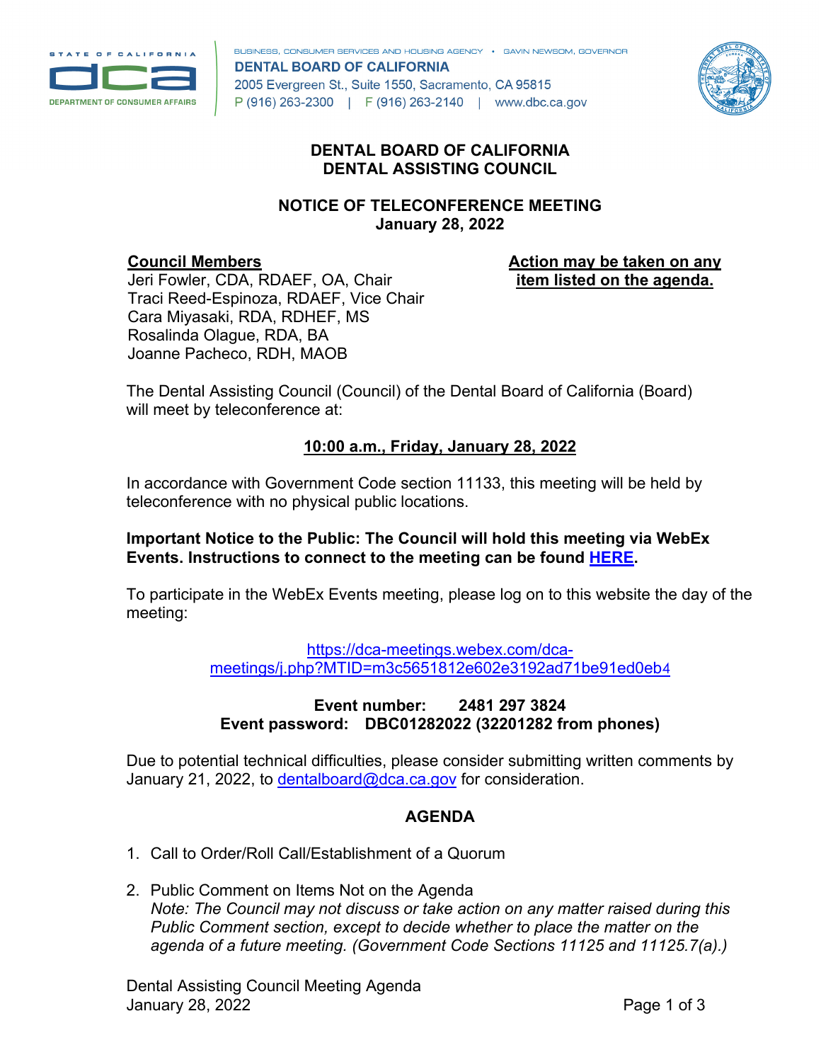BUSINESS, CONSUMER SERVICES AND HOUSING AGENCY • GAVIN NEWSOM, GOVERNOR
**DENTAL BOARD OF CALIFORNIA**
2005 Evergreen St., Suite 1550, Sacramento, CA 95815
P (916) 263-2300 | F (916) 263-2140 | www.dbc.ca.gov

# DENTAL BOARD OF CALIFORNIA
# DENTAL ASSISTING COUNCIL

## NOTICE OF TELECONFERENCE MEETING
## January 28, 2022

**Council Members**
Jeri Fowler, CDA, RDAEF, OA, Chair
Traci Reed-Espinoza, RDAEF, Vice Chair
Cara Miyasaki, RDA, RDHEF, MS
Rosalinda Olague, RDA, BA
Joanne Pacheco, RDH, MAOB

**Action may be taken on any item listed on the agenda.**

The Dental Assisting Council (Council) of the Dental Board of California (Board) will meet by teleconference at:

**10:00 a.m., Friday, January 28, 2022**

In accordance with Government Code section 11133, this meeting will be held by teleconference with no physical public locations.

**Important Notice to the Public: The Council will hold this meeting via WebEx Events. Instructions to connect to the meeting can be found HERE.**

To participate in the WebEx Events meeting, please log on to this website the day of the meeting:

https://dca-meetings.webex.com/dca-meetings/j.php?MTID=m3c5651812e602e3192ad71be91ed0eb4

**Event number: 2481 297 3824**
**Event password: DBC01282022 (32201282 from phones)**

Due to potential technical difficulties, please consider submitting written comments by January 21, 2022, to dentalboard@dca.ca.gov for consideration.

## AGENDA

1. Call to Order/Roll Call/Establishment of a Quorum

2. Public Comment on Items Not on the Agenda
   *Note: The Council may not discuss or take action on any matter raised during this Public Comment section, except to decide whether to place the matter on the agenda of a future meeting. (Government Code Sections 11125 and 11125.7(a).)*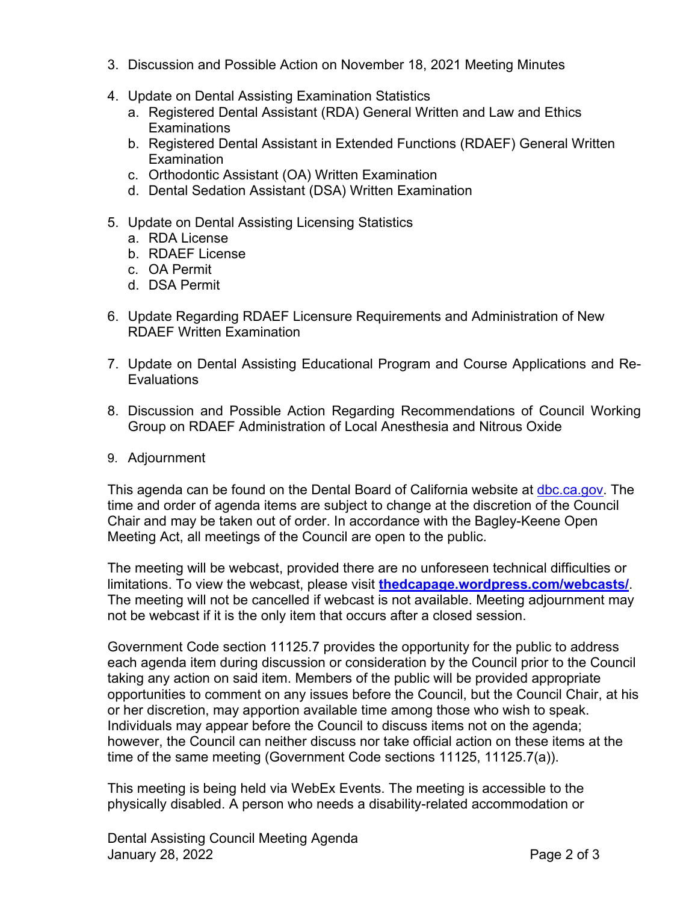3. Discussion and Possible Action on November 18, 2021 Meeting Minutes

4. Update on Dental Assisting Examination Statistics
   a. Registered Dental Assistant (RDA) General Written and Law and Ethics Examinations
   b. Registered Dental Assistant in Extended Functions (RDAEF) General Written Examination
   c. Orthodontic Assistant (OA) Written Examination
   d. Dental Sedation Assistant (DSA) Written Examination

5. Update on Dental Assisting Licensing Statistics
   a. RDA License
   b. RDAEF License
   c. OA Permit
   d. DSA Permit

6. Update Regarding RDAEF Licensure Requirements and Administration of New RDAEF Written Examination

7. Update on Dental Assisting Educational Program and Course Applications and Re-Evaluations

8. Discussion and Possible Action Regarding Recommendations of Council Working Group on RDAEF Administration of Local Anesthesia and Nitrous Oxide

9. Adjournment

This agenda can be found on the Dental Board of California website at dbc.ca.gov. The time and order of agenda items are subject to change at the discretion of the Council Chair and may be taken out of order. In accordance with the Bagley-Keene Open Meeting Act, all meetings of the Council are open to the public.

The meeting will be webcast, provided there are no unforeseen technical difficulties or limitations. To view the webcast, please visit **thedcapage.wordpress.com/webcasts/**. The meeting will not be cancelled if webcast is not available. Meeting adjournment may not be webcast if it is the only item that occurs after a closed session.

Government Code section 11125.7 provides the opportunity for the public to address each agenda item during discussion or consideration by the Council prior to the Council taking any action on said item. Members of the public will be provided appropriate opportunities to comment on any issues before the Council, but the Council Chair, at his or her discretion, may apportion available time among those who wish to speak. Individuals may appear before the Council to discuss items not on the agenda; however, the Council can neither discuss nor take official action on these items at the time of the same meeting (Government Code sections 11125, 11125.7(a)).

This meeting is being held via WebEx Events. The meeting is accessible to the physically disabled. A person who needs a disability-related accommodation or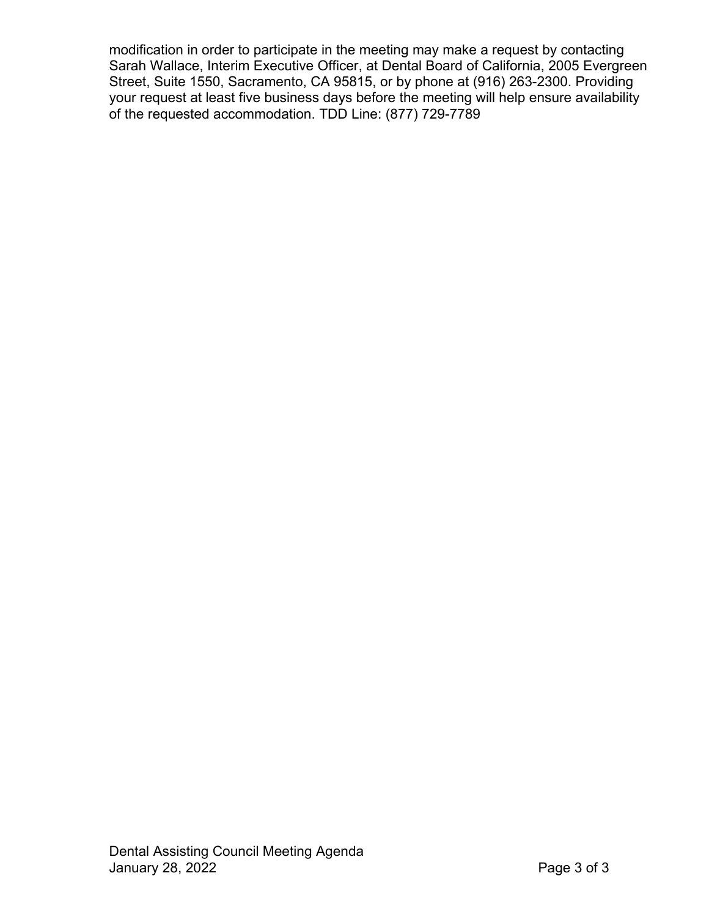modification in order to participate in the meeting may make a request by contacting Sarah Wallace, Interim Executive Officer, at Dental Board of California, 2005 Evergreen Street, Suite 1550, Sacramento, CA 95815, or by phone at (916) 263-2300. Providing your request at least five business days before the meeting will help ensure availability of the requested accommodation. TDD Line: (877) 729-7789